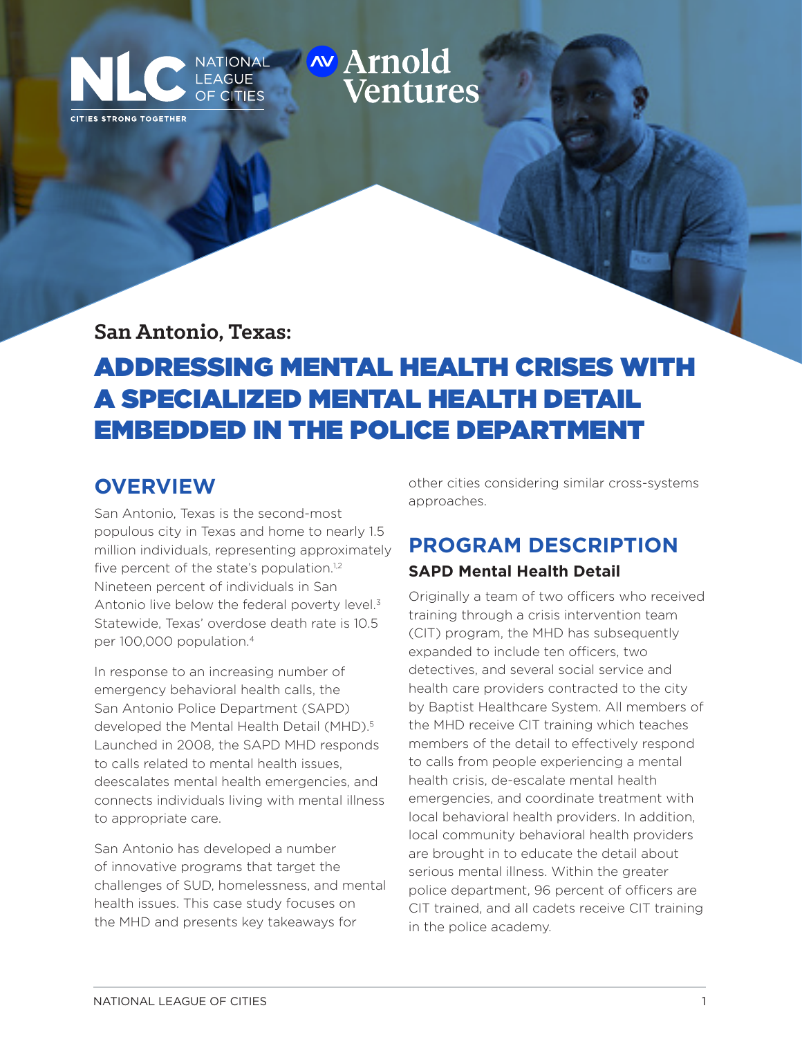NATIONAL LEAGUE OF CITIES

CITIES STRONG TOGETHER

Arnold Ventures

**San Antonio, Texas:**

# ADDRESSING MENTAL HEALTH CRISES WITH A SPECIALIZED MENTAL HEALTH DETAIL EMBEDDED IN THE POLICE DEPARTMENT

## OVERVIEW

San Antonio, Texas is the second-most populous city in Texas and home to nearly 1.5 million individuals, representing approximately five percent of the state's population.[1,2] Nineteen percent of individuals in San Antonio live below the federal poverty level.[3] Statewide, Texas' overdose death rate is 10.5 per 100,000 population.[4]

In response to an increasing number of emergency behavioral health calls, the San Antonio Police Department (SAPD) developed the Mental Health Detail (MHD).[5] Launched in 2008, the SAPD MHD responds to calls related to mental health issues, deescalates mental health emergencies, and connects individuals living with mental illness to appropriate care.

San Antonio has developed a number of innovative programs that target the challenges of SUD, homelessness, and mental health issues. This case study focuses on the MHD and presents key takeaways for other cities considering similar cross-systems approaches.

## PROGRAM DESCRIPTION

### SAPD Mental Health Detail

Originally a team of two officers who received training through a crisis intervention team (CIT) program, the MHD has subsequently expanded to include ten officers, two detectives, and several social service and health care providers contracted to the city by Baptist Healthcare System. All members of the MHD receive CIT training which teaches members of the detail to effectively respond to calls from people experiencing a mental health crisis, de-escalate mental health emergencies, and coordinate treatment with local behavioral health providers. In addition, local community behavioral health providers are brought in to educate the detail about serious mental illness. Within the greater police department, 96 percent of officers are CIT trained, and all cadets receive CIT training in the police academy.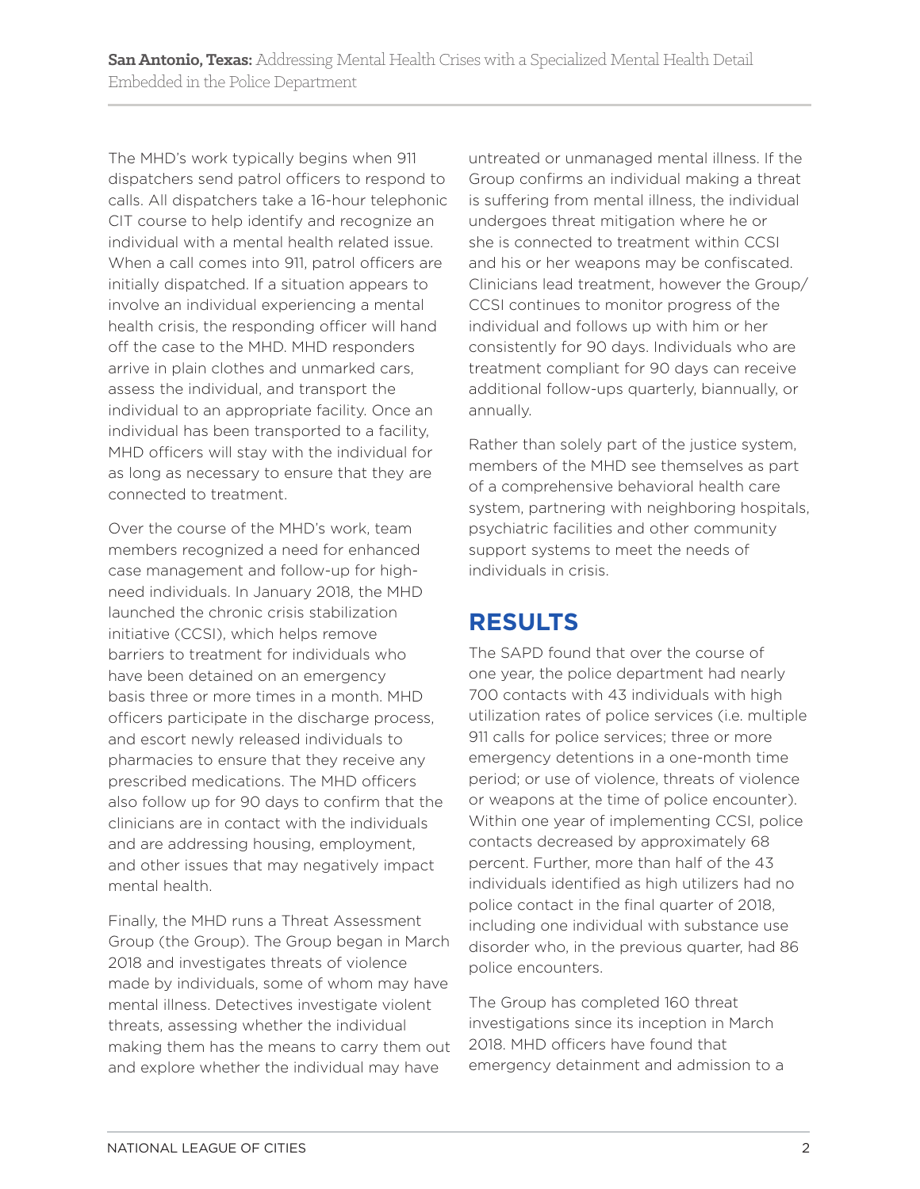The MHD's work typically begins when 911 dispatchers send patrol officers to respond to calls. All dispatchers take a 16-hour telephonic CIT course to help identify and recognize an individual with a mental health related issue. When a call comes into 911, patrol officers are initially dispatched. If a situation appears to involve an individual experiencing a mental health crisis, the responding officer will hand off the case to the MHD. MHD responders arrive in plain clothes and unmarked cars, assess the individual, and transport the individual to an appropriate facility. Once an individual has been transported to a facility, MHD officers will stay with the individual for as long as necessary to ensure that they are connected to treatment.

Over the course of the MHD's work, team members recognized a need for enhanced case management and follow-up for high-need individuals. In January 2018, the MHD launched the chronic crisis stabilization initiative (CCSI), which helps remove barriers to treatment for individuals who have been detained on an emergency basis three or more times in a month. MHD officers participate in the discharge process, and escort newly released individuals to pharmacies to ensure that they receive any prescribed medications. The MHD officers also follow up for 90 days to confirm that the clinicians are in contact with the individuals and are addressing housing, employment, and other issues that may negatively impact mental health.

Finally, the MHD runs a Threat Assessment Group (the Group). The Group began in March 2018 and investigates threats of violence made by individuals, some of whom may have mental illness. Detectives investigate violent threats, assessing whether the individual making them has the means to carry them out and explore whether the individual may have untreated or unmanaged mental illness. If the Group confirms an individual making a threat is suffering from mental illness, the individual undergoes threat mitigation where he or she is connected to treatment within CCSI and his or her weapons may be confiscated. Clinicians lead treatment, however the Group/CCSI continues to monitor progress of the individual and follows up with him or her consistently for 90 days. Individuals who are treatment compliant for 90 days can receive additional follow-ups quarterly, biannually, or annually.

Rather than solely part of the justice system, members of the MHD see themselves as part of a comprehensive behavioral health care system, partnering with neighboring hospitals, psychiatric facilities and other community support systems to meet the needs of individuals in crisis.

## RESULTS

The SAPD found that over the course of one year, the police department had nearly 700 contacts with 43 individuals with high utilization rates of police services (i.e. multiple 911 calls for police services; three or more emergency detentions in a one-month time period; or use of violence, threats of violence or weapons at the time of police encounter). Within one year of implementing CCSI, police contacts decreased by approximately 68 percent. Further, more than half of the 43 individuals identified as high utilizers had no police contact in the final quarter of 2018, including one individual with substance use disorder who, in the previous quarter, had 86 police encounters.

The Group has completed 160 threat investigations since its inception in March 2018. MHD officers have found that emergency detainment and admission to a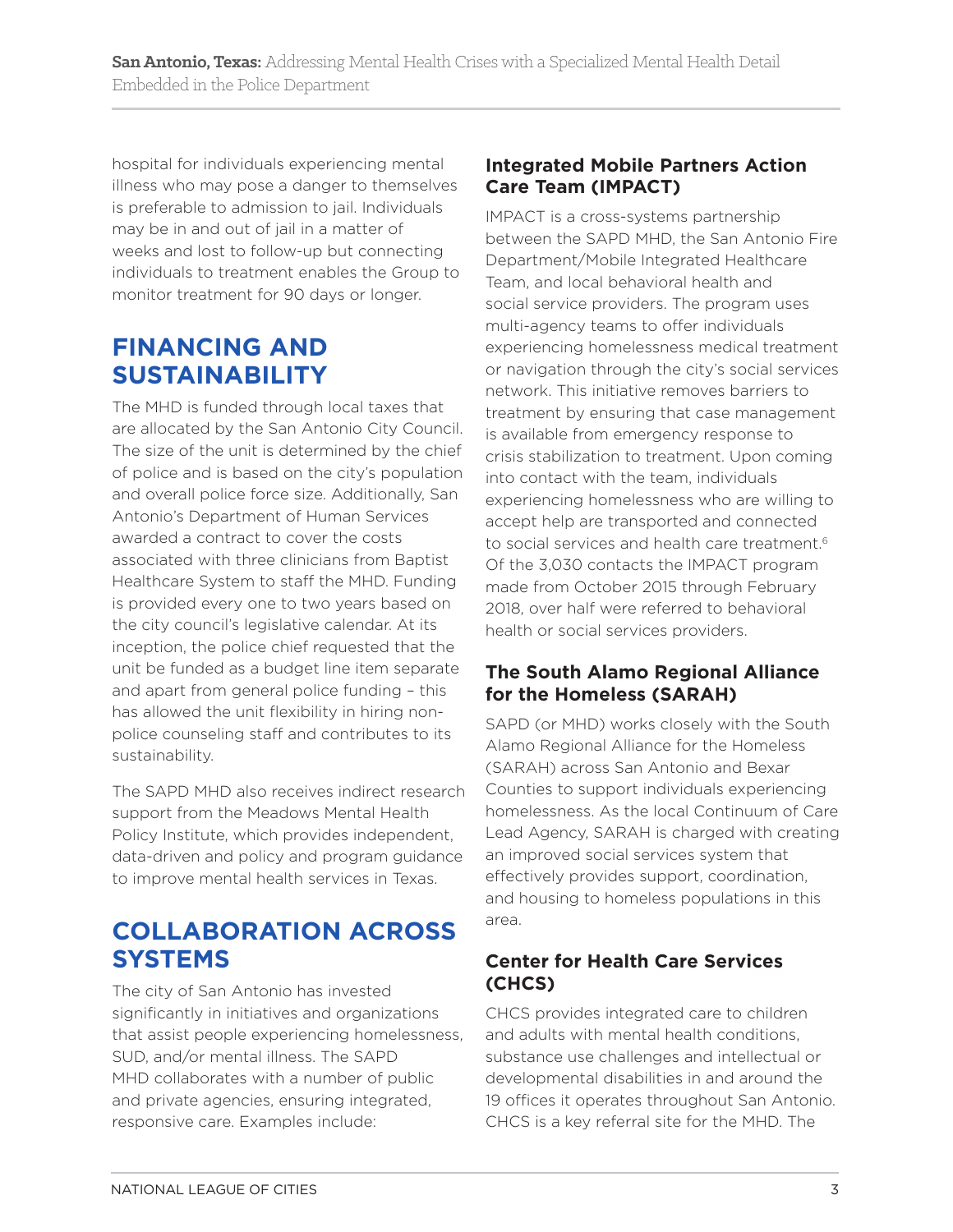hospital for individuals experiencing mental illness who may pose a danger to themselves is preferable to admission to jail. Individuals may be in and out of jail in a matter of weeks and lost to follow-up but connecting individuals to treatment enables the Group to monitor treatment for 90 days or longer.

## FINANCING AND SUSTAINABILITY

The MHD is funded through local taxes that are allocated by the San Antonio City Council. The size of the unit is determined by the chief of police and is based on the city's population and overall police force size. Additionally, San Antonio's Department of Human Services awarded a contract to cover the costs associated with three clinicians from Baptist Healthcare System to staff the MHD. Funding is provided every one to two years based on the city council's legislative calendar. At its inception, the police chief requested that the unit be funded as a budget line item separate and apart from general police funding – this has allowed the unit flexibility in hiring non-police counseling staff and contributes to its sustainability.

The SAPD MHD also receives indirect research support from the Meadows Mental Health Policy Institute, which provides independent, data-driven and policy and program guidance to improve mental health services in Texas.

## COLLABORATION ACROSS SYSTEMS

The city of San Antonio has invested significantly in initiatives and organizations that assist people experiencing homelessness, SUD, and/or mental illness. The SAPD MHD collaborates with a number of public and private agencies, ensuring integrated, responsive care. Examples include:

### Integrated Mobile Partners Action Care Team (IMPACT)

IMPACT is a cross-systems partnership between the SAPD MHD, the San Antonio Fire Department/Mobile Integrated Healthcare Team, and local behavioral health and social service providers. The program uses multi-agency teams to offer individuals experiencing homelessness medical treatment or navigation through the city's social services network. This initiative removes barriers to treatment by ensuring that case management is available from emergency response to crisis stabilization to treatment. Upon coming into contact with the team, individuals experiencing homelessness who are willing to accept help are transported and connected to social services and health care treatment.[6] Of the 3,030 contacts the IMPACT program made from October 2015 through February 2018, over half were referred to behavioral health or social services providers.

### The South Alamo Regional Alliance for the Homeless (SARAH)

SAPD (or MHD) works closely with the South Alamo Regional Alliance for the Homeless (SARAH) across San Antonio and Bexar Counties to support individuals experiencing homelessness. As the local Continuum of Care Lead Agency, SARAH is charged with creating an improved social services system that effectively provides support, coordination, and housing to homeless populations in this area.

### Center for Health Care Services (CHCS)

CHCS provides integrated care to children and adults with mental health conditions, substance use challenges and intellectual or developmental disabilities in and around the 19 offices it operates throughout San Antonio. CHCS is a key referral site for the MHD. The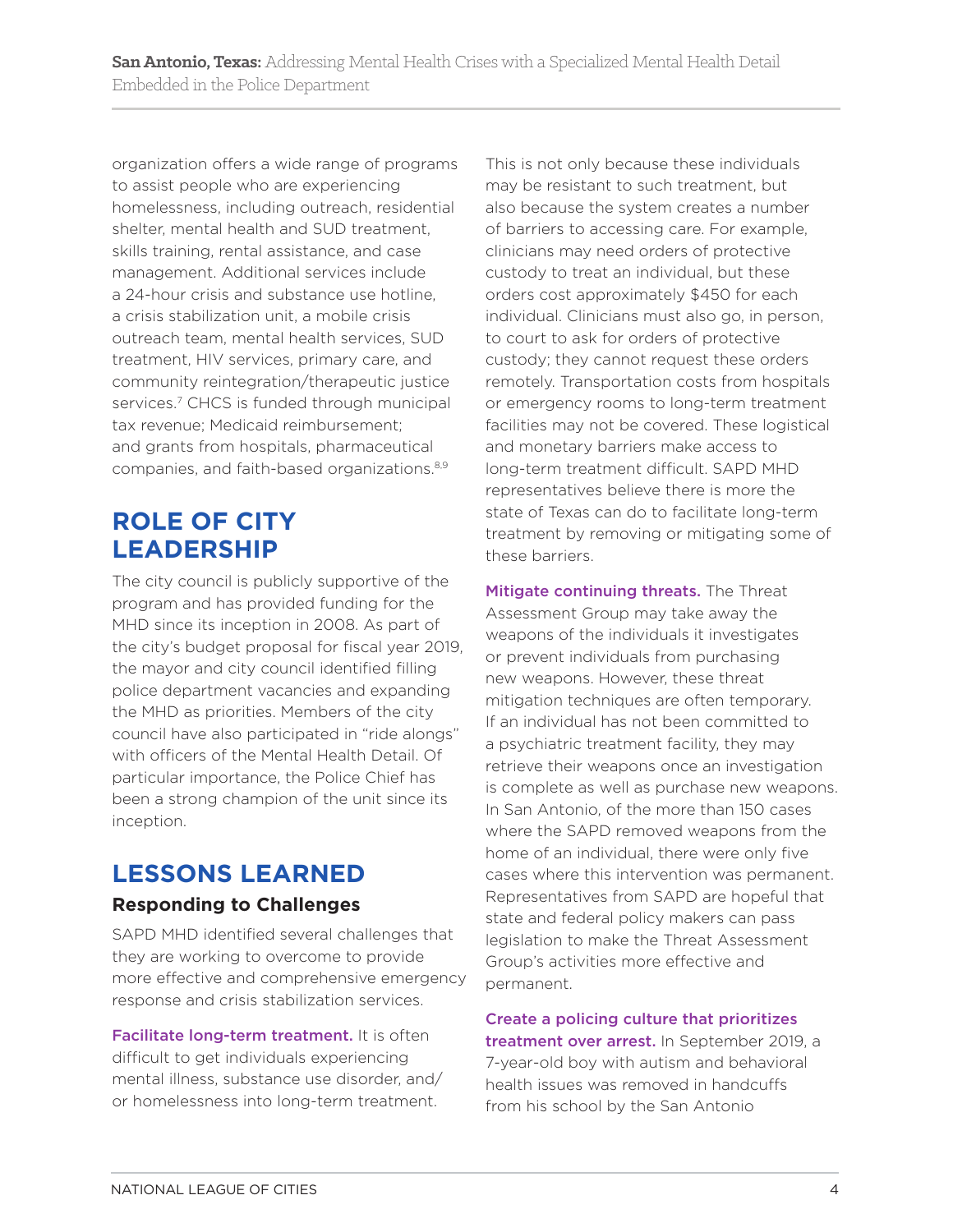organization offers a wide range of programs to assist people who are experiencing homelessness, including outreach, residential shelter, mental health and SUD treatment, skills training, rental assistance, and case management. Additional services include a 24-hour crisis and substance use hotline, a crisis stabilization unit, a mobile crisis outreach team, mental health services, SUD treatment, HIV services, primary care, and community reintegration/therapeutic justice services.[7] CHCS is funded through municipal tax revenue; Medicaid reimbursement; and grants from hospitals, pharmaceutical companies, and faith-based organizations.[8,9]

## ROLE OF CITY LEADERSHIP

The city council is publicly supportive of the program and has provided funding for the MHD since its inception in 2008. As part of the city's budget proposal for fiscal year 2019, the mayor and city council identified filling police department vacancies and expanding the MHD as priorities. Members of the city council have also participated in "ride alongs" with officers of the Mental Health Detail. Of particular importance, the Police Chief has been a strong champion of the unit since its inception.

## LESSONS LEARNED

### Responding to Challenges

SAPD MHD identified several challenges that they are working to overcome to provide more effective and comprehensive emergency response and crisis stabilization services.

**Facilitate long-term treatment.** It is often difficult to get individuals experiencing mental illness, substance use disorder, and/or homelessness into long-term treatment. This is not only because these individuals may be resistant to such treatment, but also because the system creates a number of barriers to accessing care. For example, clinicians may need orders of protective custody to treat an individual, but these orders cost approximately $450 for each individual. Clinicians must also go, in person, to court to ask for orders of protective custody; they cannot request these orders remotely. Transportation costs from hospitals or emergency rooms to long-term treatment facilities may not be covered. These logistical and monetary barriers make access to long-term treatment difficult. SAPD MHD representatives believe there is more the state of Texas can do to facilitate long-term treatment by removing or mitigating some of these barriers.

**Mitigate continuing threats.** The Threat Assessment Group may take away the weapons of the individuals it investigates or prevent individuals from purchasing new weapons. However, these threat mitigation techniques are often temporary. If an individual has not been committed to a psychiatric treatment facility, they may retrieve their weapons once an investigation is complete as well as purchase new weapons. In San Antonio, of the more than 150 cases where the SAPD removed weapons from the home of an individual, there were only five cases where this intervention was permanent. Representatives from SAPD are hopeful that state and federal policy makers can pass legislation to make the Threat Assessment Group's activities more effective and permanent.

**Create a policing culture that prioritizes treatment over arrest.** In September 2019, a 7-year-old boy with autism and behavioral health issues was removed in handcuffs from his school by the San Antonio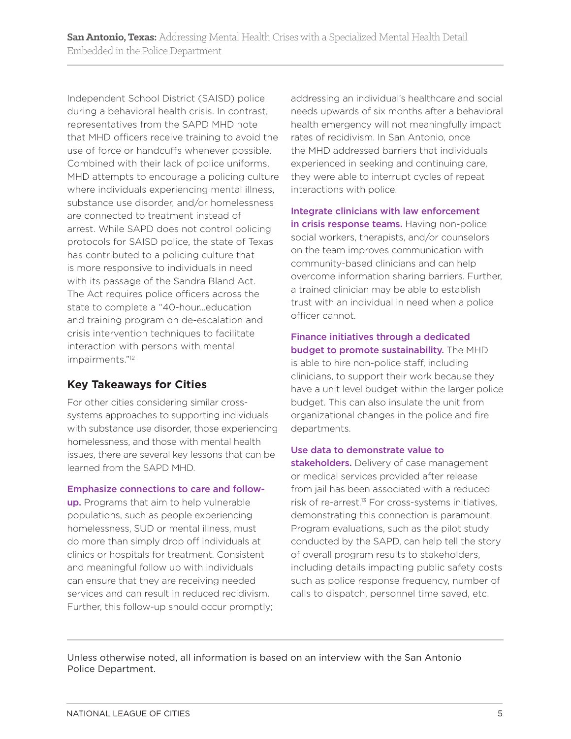Independent School District (SAISD) police during a behavioral health crisis. In contrast, representatives from the SAPD MHD note that MHD officers receive training to avoid the use of force or handcuffs whenever possible. Combined with their lack of police uniforms, MHD attempts to encourage a policing culture where individuals experiencing mental illness, substance use disorder, and/or homelessness are connected to treatment instead of arrest. While SAPD does not control policing protocols for SAISD police, the state of Texas has contributed to a policing culture that is more responsive to individuals in need with its passage of the Sandra Bland Act. The Act requires police officers across the state to complete a "40-hour…education and training program on de-escalation and crisis intervention techniques to facilitate interaction with persons with mental impairments."[12]

## Key Takeaways for Cities

For other cities considering similar cross-systems approaches to supporting individuals with substance use disorder, those experiencing homelessness, and those with mental health issues, there are several key lessons that can be learned from the SAPD MHD.

**Emphasize connections to care and follow-up.** Programs that aim to help vulnerable populations, such as people experiencing homelessness, SUD or mental illness, must do more than simply drop off individuals at clinics or hospitals for treatment. Consistent and meaningful follow up with individuals can ensure that they are receiving needed services and can result in reduced recidivism. Further, this follow-up should occur promptly; addressing an individual's healthcare and social needs upwards of six months after a behavioral health emergency will not meaningfully impact rates of recidivism. In San Antonio, once the MHD addressed barriers that individuals experienced in seeking and continuing care, they were able to interrupt cycles of repeat interactions with police.

**Integrate clinicians with law enforcement in crisis response teams.** Having non-police social workers, therapists, and/or counselors on the team improves communication with community-based clinicians and can help overcome information sharing barriers. Further, a trained clinician may be able to establish trust with an individual in need when a police officer cannot.

**Finance initiatives through a dedicated budget to promote sustainability.** The MHD is able to hire non-police staff, including clinicians, to support their work because they have a unit level budget within the larger police budget. This can also insulate the unit from organizational changes in the police and fire departments.

**Use data to demonstrate value to stakeholders.** Delivery of case management or medical services provided after release from jail has been associated with a reduced risk of re-arrest.[13] For cross-systems initiatives, demonstrating this connection is paramount. Program evaluations, such as the pilot study conducted by the SAPD, can help tell the story of overall program results to stakeholders, including details impacting public safety costs such as police response frequency, number of calls to dispatch, personnel time saved, etc.

---

Unless otherwise noted, all information is based on an interview with the San Antonio Police Department.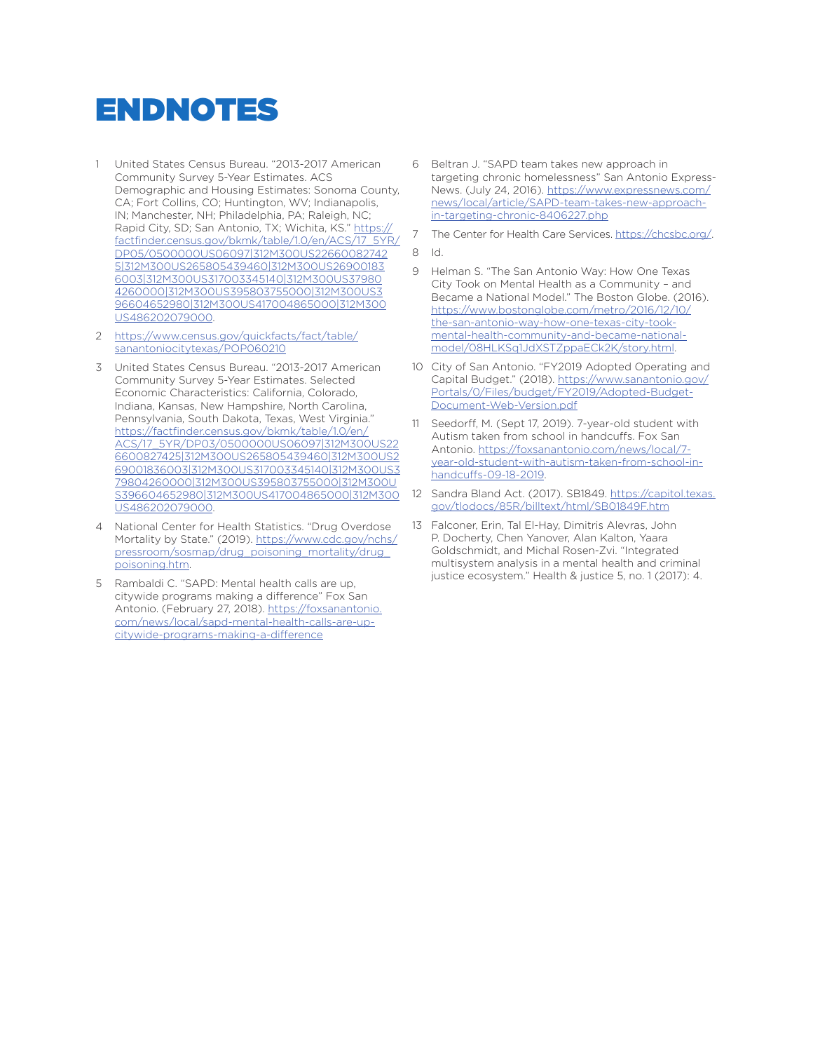# ENDNOTES

1. United States Census Bureau. "2013-2017 American Community Survey 5-Year Estimates. ACS Demographic and Housing Estimates: Sonoma County, CA; Fort Collins, CO; Huntington, WV; Indianapolis, IN; Manchester, NH; Philadelphia, PA; Raleigh, NC; Rapid City, SD; San Antonio, TX; Wichita, KS." https://factfinder.census.gov/bkmk/table/1.0/en/ACS/17_5YR/DP05/0500000US06097|312M300US226600827425|312M300US265805439460|312M300US269001836003|312M300US317003345140|312M300US379804260000|312M300US395803755000|312M300US396604652980|312M300US417004865000|312M300US486202079000.

2. https://www.census.gov/quickfacts/fact/table/sanantoniocitytexas/POP060210

3. United States Census Bureau. "2013-2017 American Community Survey 5-Year Estimates. Selected Economic Characteristics: California, Colorado, Indiana, Kansas, New Hampshire, North Carolina, Pennsylvania, South Dakota, Texas, West Virginia." https://factfinder.census.gov/bkmk/table/1.0/en/ACS/17_5YR/DP03/0500000US06097|312M300US226600827425|312M300US265805439460|312M300US269001836003|312M300US317003345140|312M300US379804260000|312M300US395803755000|312M300US396604652980|312M300US417004865000|312M300US486202079000.

4. National Center for Health Statistics. "Drug Overdose Mortality by State." (2019). https://www.cdc.gov/nchs/pressroom/sosmap/drug_poisoning_mortality/drug_poisoning.htm.

5. Rambaldi C. "SAPD: Mental health calls are up, citywide programs making a difference" Fox San Antonio. (February 27, 2018). https://foxsanantonio.com/news/local/sapd-mental-health-calls-are-up-citywide-programs-making-a-difference

6. Beltran J. "SAPD team takes new approach in targeting chronic homelessness" San Antonio Express-News. (July 24, 2016). https://www.expressnews.com/news/local/article/SAPD-team-takes-new-approach-in-targeting-chronic-8406227.php

7. The Center for Health Care Services. https://chcsbc.org/.

8. Id.

9. Helman S. "The San Antonio Way: How One Texas City Took on Mental Health as a Community – and Became a National Model." The Boston Globe. (2016). https://www.bostonglobe.com/metro/2016/12/10/the-san-antonio-way-how-one-texas-city-took-mental-health-community-and-became-national-model/08HLKSg1JdXSTZppaECk2K/story.html.

10. City of San Antonio. "FY2019 Adopted Operating and Capital Budget." (2018). https://www.sanantonio.gov/Portals/0/Files/budget/FY2019/Adopted-Budget-Document-Web-Version.pdf

11. Seedorff, M. (Sept 17, 2019). 7-year-old student with Autism taken from school in handcuffs. Fox San Antonio. https://foxsanantonio.com/news/local/7-year-old-student-with-autism-taken-from-school-in-handcuffs-09-18-2019.

12. Sandra Bland Act. (2017). SB1849. https://capitol.texas.gov/tlodocs/85R/billtext/html/SB01849F.htm

13. Falconer, Erin, Tal El-Hay, Dimitris Alevras, John P. Docherty, Chen Yanover, Alan Kalton, Yaara Goldschmidt, and Michal Rosen-Zvi. "Integrated multisystem analysis in a mental health and criminal justice ecosystem." Health & justice 5, no. 1 (2017): 4.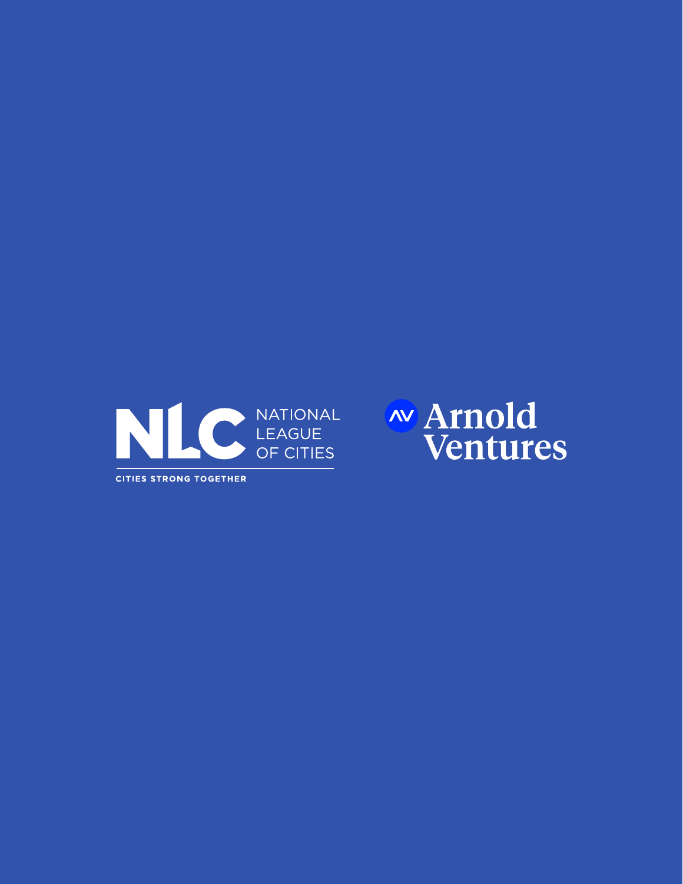NATIONAL LEAGUE OF CITIES

CITIES STRONG TOGETHER

Arnold Ventures